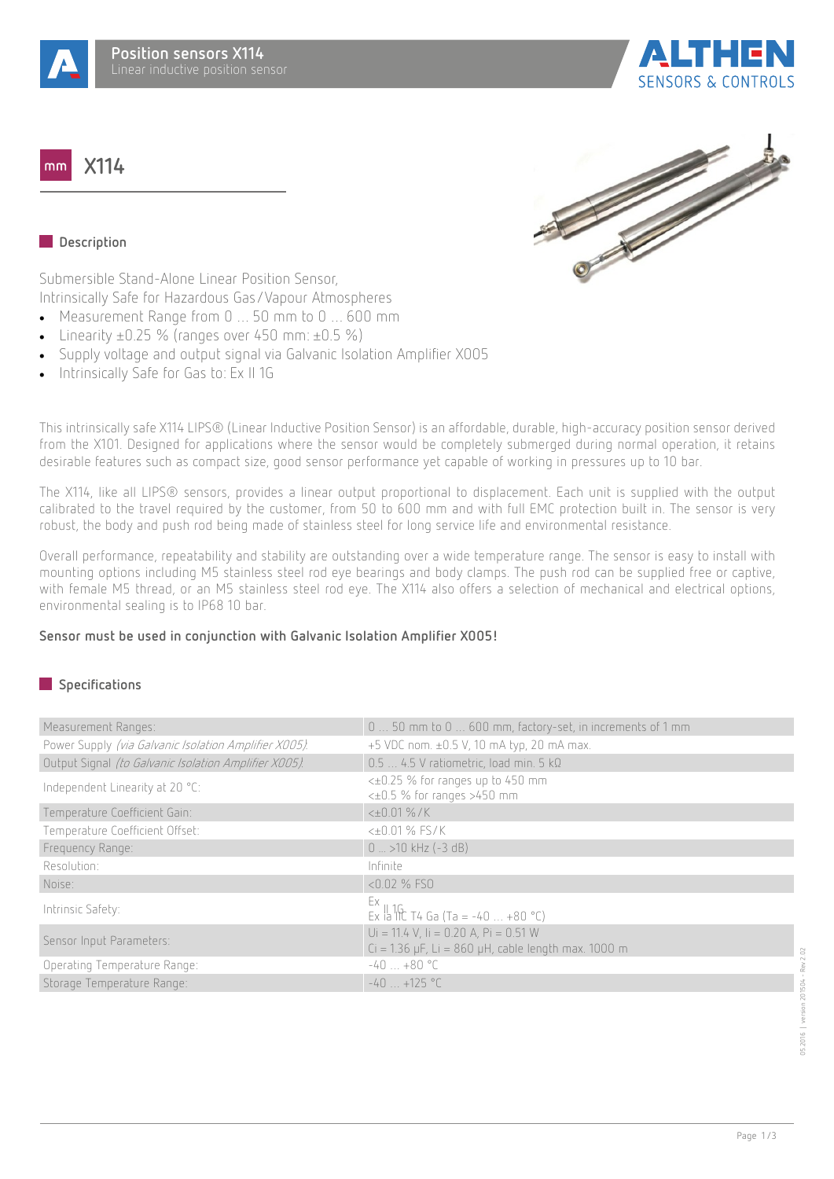# Position sensors X114

Linear inductive position sensor

## X114

### Description

Submersible Stand-Alone Linear Position Sensor,
Intrinsically Safe for Hazardous Gas / Vapour Atmospheres

- Measurement Range from 0 … 50 mm to 0 … 600 mm
- Linearity ±0.25 % (ranges over 450 mm: ±0.5 %)
- Supply voltage and output signal via Galvanic Isolation Amplifier X005
- Intrinsically Safe for Gas to: Ex II 1G

This intrinsically safe X114 LIPS® (Linear Inductive Position Sensor) is an affordable, durable, high-accuracy position sensor derived from the X101. Designed for applications where the sensor would be completely submerged during normal operation, it retains desirable features such as compact size, good sensor performance yet capable of working in pressures up to 10 bar.

The X114, like all LIPS® sensors, provides a linear output proportional to displacement. Each unit is supplied with the output calibrated to the travel required by the customer, from 50 to 600 mm and with full EMC protection built in. The sensor is very robust, the body and push rod being made of stainless steel for long service life and environmental resistance.

Overall performance, repeatability and stability are outstanding over a wide temperature range. The sensor is easy to install with mounting options including M5 stainless steel rod eye bearings and body clamps. The push rod can be supplied free or captive, with female M5 thread, or an M5 stainless steel rod eye. The X114 also offers a selection of mechanical and electrical options, environmental sealing is to IP68 10 bar.

**Sensor must be used in conjunction with Galvanic Isolation Amplifier X005!**

### Specifications

| | |
|---|---|
| Measurement Ranges: | 0 … 50 mm to 0 … 600 mm, factory-set, in increments of 1 mm |
| Power Supply *(via Galvanic Isolation Amplifier X005)*: | +5 VDC nom. ±0.5 V, 10 mA typ, 20 mA max. |
| Output Signal *(to Galvanic Isolation Amplifier X005)*: | 0.5 … 4.5 V ratiometric, load min. 5 kΩ |
| Independent Linearity at 20 °C: | <±0.25 % for ranges up to 450 mm<br><±0.5 % for ranges >450 mm |
| Temperature Coefficient Gain: | <±0.01 % / K |
| Temperature Coefficient Offset: | <±0.01 % FS / K |
| Frequency Range: | 0 … >10 kHz (-3 dB) |
| Resolution: | Infinite |
| Noise: | <0.02 % FSO |
| Intrinsic Safety: | Ex II 1G<br>Ex ia IIC T4 Ga (Ta = -40 … +80 °C) |
| Sensor Input Parameters: | Ui = 11.4 V, Ii = 0.20 A, Pi = 0.51 W<br>Ci = 1.36 µF, Li = 860 µH, cable length max. 1000 m |
| Operating Temperature Range: | -40 … +80 °C |
| Storage Temperature Range: | -40 … +125 °C |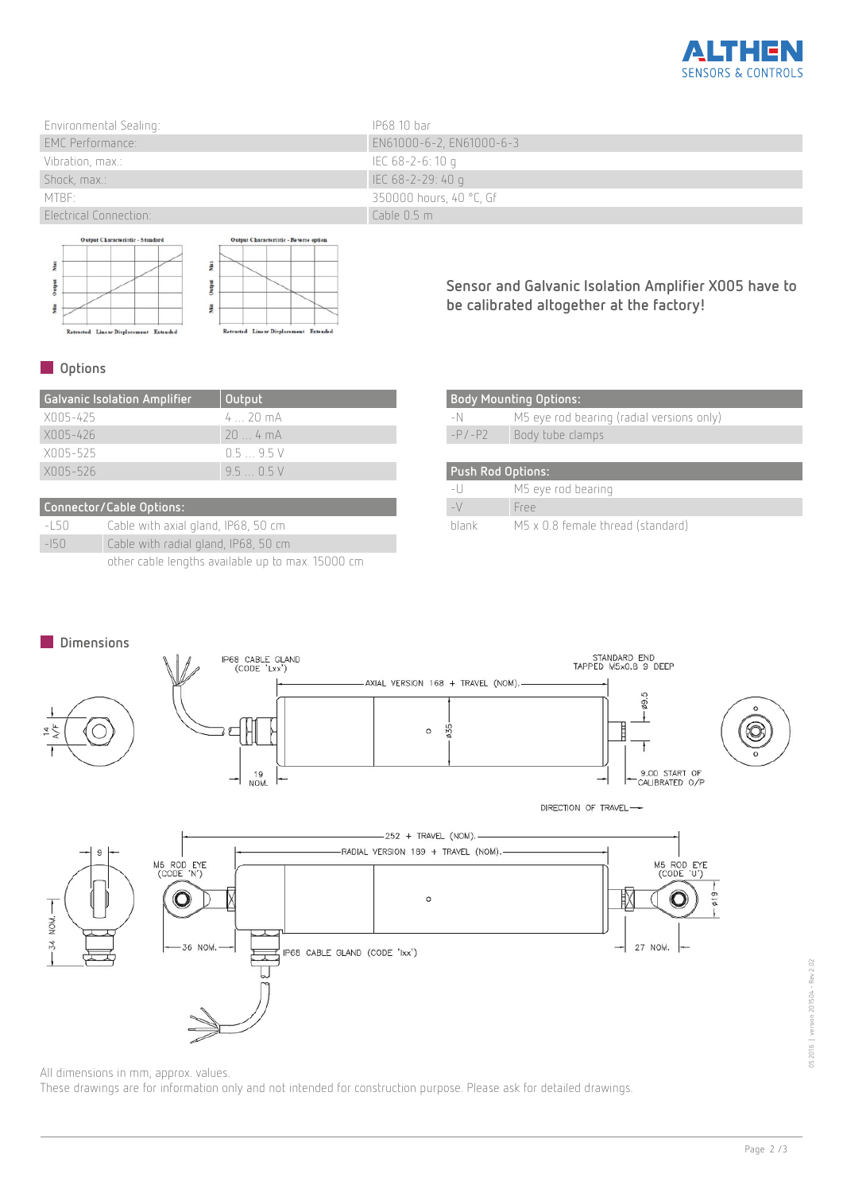| | |
|---|---|
| Environmental Sealing: | IP68 10 bar |
| EMC Performance: | EN61000-6-2, EN61000-6-3 |
| Vibration, max.: | IEC 68-2-6: 10 g |
| Shock, max.: | IEC 68-2-29: 40 g |
| MTBF: | 350000 hours, 40 °C, Gf |
| Electrical Connection: | Cable 0.5 m |

**Sensor and Galvanic Isolation Amplifier X005 have to be calibrated altogether at the factory!**

## Options

| Galvanic Isolation Amplifier | Output |
|---|---|
| X005-425 | 4 ... 20 mA |
| X005-426 | 20 ... 4 mA |
| X005-525 | 0.5 ... 9.5 V |
| X005-526 | 9.5 ... 0.5 V |

| Connector/Cable Options: | |
|---|---|
| -L50 | Cable with axial gland, IP68, 50 cm |
| -I50 | Cable with radial gland, IP68, 50 cm |
| | other cable lengths available up to max. 15000 cm |

| Body Mounting Options: | |
|---|---|
| -N | M5 eye rod bearing (radial versions only) |
| -P/-P2 | Body tube clamps |

| Push Rod Options: | |
|---|---|
| -U | M5 eye rod bearing |
| -V | Free |
| blank | M5 x 0.8 female thread (standard) |

## Dimensions

All dimensions in mm, approx. values.

These drawings are for information only and not intended for construction purpose. Please ask for detailed drawings.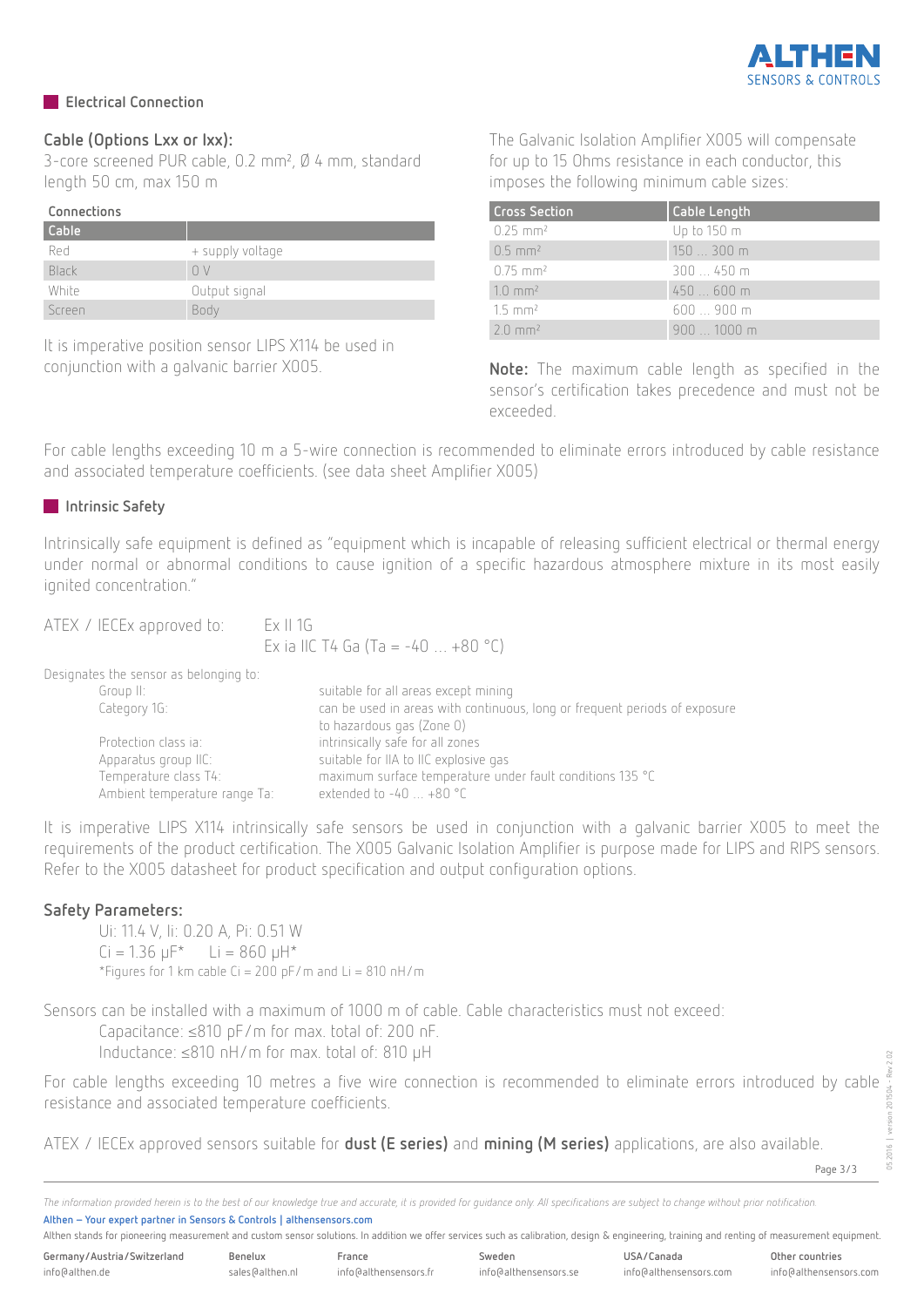## Electrical Connection

### Cable (Options Lxx or Ixx):

3-core screened PUR cable, 0.2 mm², Ø 4 mm, standard length 50 cm, max 150 m

**Connections**

| Cable | |
|---|---|
| Red | + supply voltage |
| Black | 0 V |
| White | Output signal |
| Screen | Body |

It is imperative position sensor LIPS X114 be used in conjunction with a galvanic barrier X005.

The Galvanic Isolation Amplifier X005 will compensate for up to 15 Ohms resistance in each conductor, this imposes the following minimum cable sizes:

| Cross Section | Cable Length |
|---|---|
| 0.25 mm² | Up to 150 m |
| 0.5 mm² | 150 ... 300 m |
| 0.75 mm² | 300 ... 450 m |
| 1.0 mm² | 450 ... 600 m |
| 1.5 mm² | 600 ... 900 m |
| 2.0 mm² | 900 ... 1000 m |

**Note:** The maximum cable length as specified in the sensor's certification takes precedence and must not be exceeded.

For cable lengths exceeding 10 m a 5-wire connection is recommended to eliminate errors introduced by cable resistance and associated temperature coefficients. (see data sheet Amplifier X005)

## Intrinsic Safety

Intrinsically safe equipment is defined as "equipment which is incapable of releasing sufficient electrical or thermal energy under normal or abnormal conditions to cause ignition of a specific hazardous atmosphere mixture in its most easily ignited concentration."

ATEX / IECEx approved to: Ex II 1G
Ex ia IIC T4 Ga (Ta = -40 ... +80 °C)

Designates the sensor as belonging to:

| | |
|---|---|
| Group II: | suitable for all areas except mining |
| Category 1G: | can be used in areas with continuous, long or frequent periods of exposure to hazardous gas (Zone 0) |
| Protection class ia: | intrinsically safe for all zones |
| Apparatus group IIC: | suitable for IIA to IIC explosive gas |
| Temperature class T4: | maximum surface temperature under fault conditions 135 °C |
| Ambient temperature range Ta: | extended to -40 ... +80 °C |

It is imperative LIPS X114 intrinsically safe sensors be used in conjunction with a galvanic barrier X005 to meet the requirements of the product certification. The X005 Galvanic Isolation Amplifier is purpose made for LIPS and RIPS sensors. Refer to the X005 datasheet for product specification and output configuration options.

### Safety Parameters:

Ui: 11.4 V, Ii: 0.20 A, Pi: 0.51 W
Ci = 1.36 μF* Li = 860 μH*
*Figures for 1 km cable Ci = 200 pF/m and Li = 810 nH/m

Sensors can be installed with a maximum of 1000 m of cable. Cable characteristics must not exceed:
Capacitance: ≤810 pF/m for max. total of: 200 nF.
Inductance: ≤810 nH/m for max. total of: 810 μH

For cable lengths exceeding 10 metres a five wire connection is recommended to eliminate errors introduced by cable resistance and associated temperature coefficients.

ATEX / IECEx approved sensors suitable for **dust (E series)** and **mining (M series)** applications, are also available.

*The information provided herein is to the best of our knowledge true and accurate, it is provided for guidance only. All specifications are subject to change without prior notification.*

Althen – Your expert partner in Sensors & Controls | althensensors.com

Althen stands for pioneering measurement and custom sensor solutions. In addition we offer services such as calibration, design & engineering, training and renting of measurement equipment.

| Germany/Austria/Switzerland | Benelux | France | Sweden | USA/Canada | Other countries |
|---|---|---|---|---|---|
| info@althen.de | sales@althen.nl | info@althensensors.fr | info@althensensors.se | info@althensensors.com | info@althensensors.com |